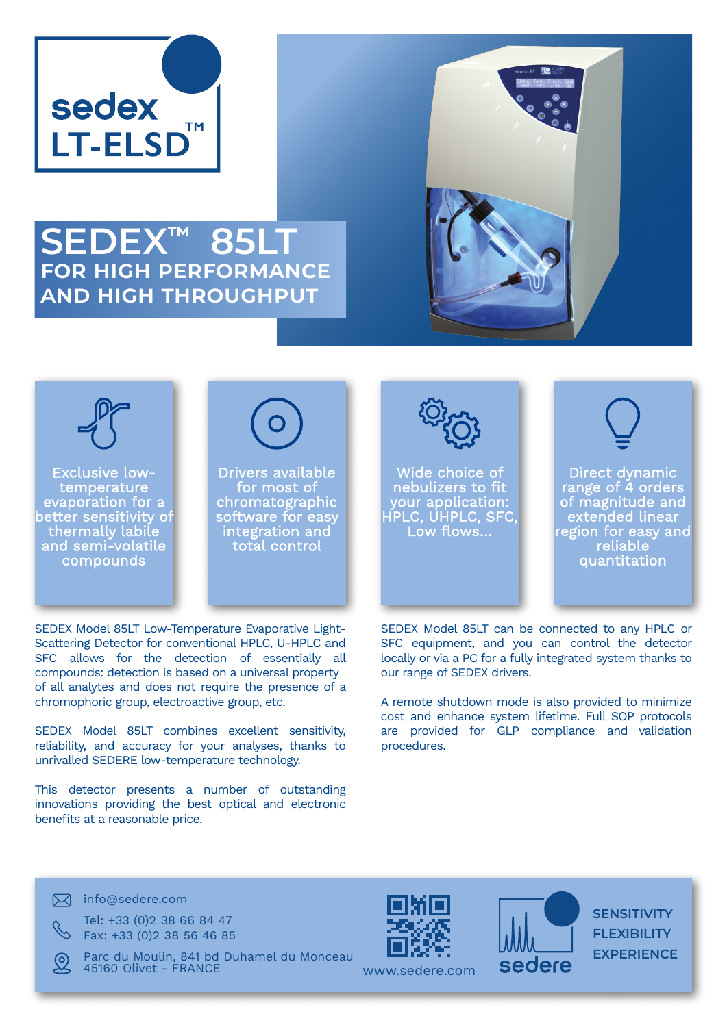sedex LT-ELSD™

# SEDEX™ 85LT

## FOR HIGH PERFORMANCE AND HIGH THROUGHPUT

Exclusive low-temperature evaporative for a better sensitivity of thermally labile and semi-volatile compounds

Drivers available for most of chromatographic software for easy integration and total control

Wide choice of nebulizers to fit your application: HPLC, UHPLC, SFC, Low flows...

Direct dynamic range of 4 orders of magnitude and extended linear region for easy and reliable quantitation

SEDEX Model 85LT Low-Temperature Evaporative Light-Scattering Detector for conventional HPLC, U-HPLC and SFC allows for the detection of essentially all compounds: detection is based on a universal property of all analytes and does not require the presence of a chromophoric group, electroactive group, etc.

SEDEX Model 85LT combines excellent sensitivity, reliability, and accuracy for your analyses, thanks to unrivalled SEDERE low-temperature technology.

This detector presents a number of outstanding innovations providing the best optical and electronic benefits at a reasonable price.

SEDEX Model 85LT can be connected to any HPLC or SFC equipment, and you can control the detector locally or via a PC for a fully integrated system thanks to our range of SEDEX drivers.

A remote shutdown mode is also provided to minimize cost and enhance system lifetime. Full SOP protocols are provided for GLP compliance and validation procedures.

info@sedere.com

Tel: +33 (0)2 38 66 84 47
Fax: +33 (0)2 38 56 46 85

Parc du Moulin, 841 bd Duhamel du Monceau
45160 Olivet - FRANCE

www.sedere.com

sedere

SENSITIVITY
FLEXIBILITY
EXPERIENCE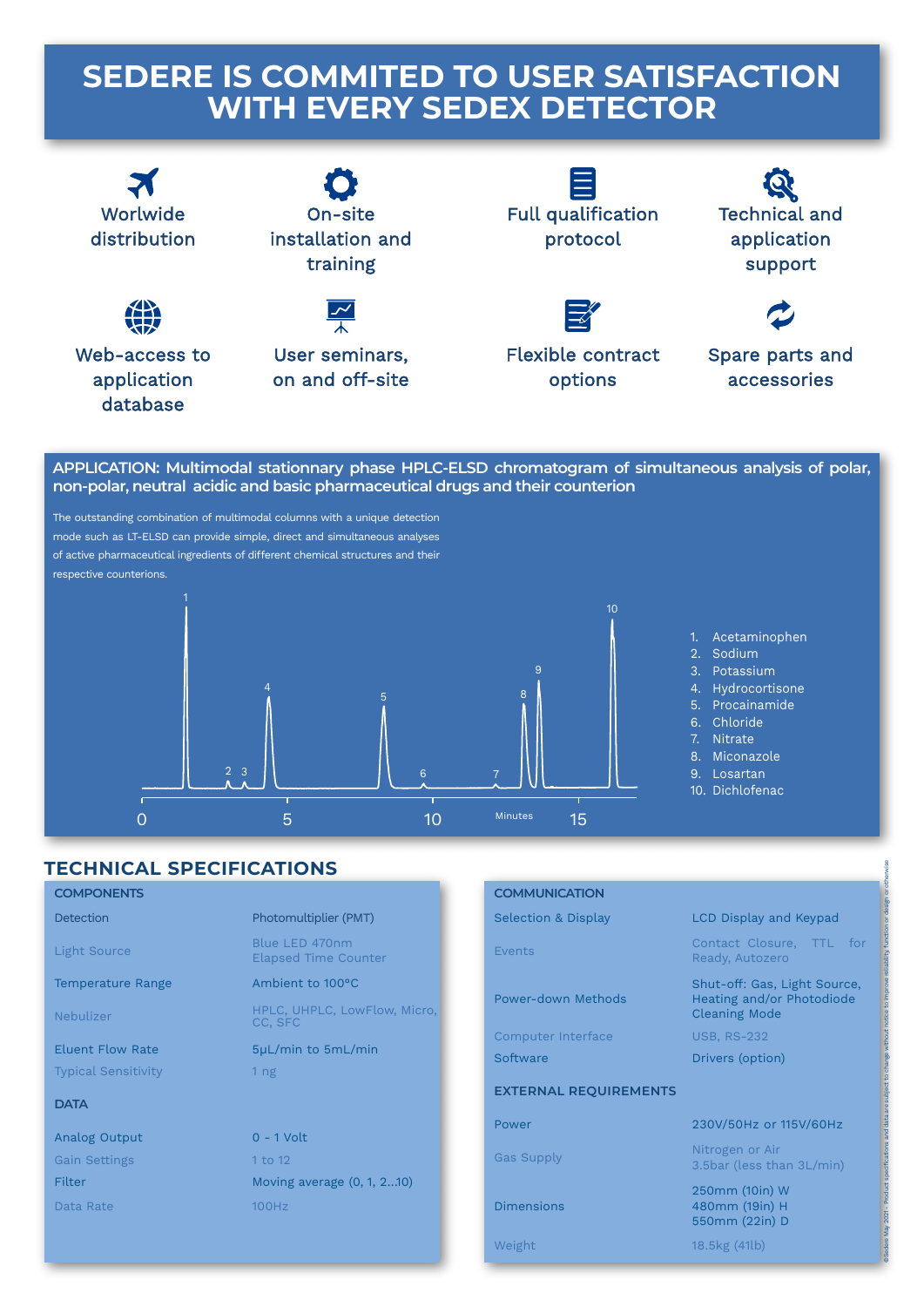# SEDERE IS COMMITED TO USER SATISFACTION WITH EVERY SEDEX DETECTOR

- Worlwide distribution
- On-site installation and training
- Full qualification protocol
- Technical and application support
- Web-access to application database
- User seminars, on and off-site
- Flexible contract options
- Spare parts and accessories

## APPLICATION: Multimodal stationnary phase HPLC-ELSD chromatogram of simultaneous analysis of polar, non-polar, neutral acidic and basic pharmaceutical drugs and their counterion

The outstanding combination of multimodal columns with a unique detection mode such as LT-ELSD can provide simple, direct and simultaneous analyses of active pharmaceutical ingredients of different chemical structures and their respective counterions.

1 2 3 4 5 6 7 8 9 10

0 5 10 Minutes 15

1. Acetaminophen
2. Sodium
3. Potassium
4. Hydrocortisone
5. Procainamide
6. Chloride
7. Nitrate
8. Miconazole
9. Losartan
10. Dichlofenac

## TECHNICAL SPECIFICATIONS

### COMPONENTS

| | |
|---|---|
| Detection | Photomultiplier (PMT) |
| Light Source | Blue LED 470nm<br>Elapsed Time Counter |
| Temperature Range | Ambient to 100°C |
| Nebulizer | HPLC, UHPLC, LowFlow, Micro, CC, SFC |
| Eluent Flow Rate | 5µL/min to 5mL/min |
| Typical Sensitivity | 1 ng |

### DATA

| | |
|---|---|
| Analog Output | 0 - 1 Volt |
| Gain Settings | 1 to 12 |
| Filter | Moving average (0, 1, 2...10) |
| Data Rate | 100Hz |

### COMMUNICATION

| | |
|---|---|
| Selection & Display | LCD Display and Keypad |
| Events | Contact Closure, TTL for Ready, Autozero |
| Power-down Methods | Shut-off: Gas, Light Source, Heating and/or Photodiode Cleaning Mode |
| Computer Interface | USB, RS-232 |
| Software | Drivers (option) |

### EXTERNAL REQUIREMENTS

| | |
|---|---|
| Power | 230V/50Hz or 115V/60Hz |
| Gas Supply | Nitrogen or Air<br>3.5bar (less than 3L/min) |
| Dimensions | 250mm (10in) W<br>480mm (19in) H<br>550mm (22in) D |
| Weight | 18.5kg (41lb) |

©Sedere May 2021 - Product specifications and data are subject to change without notice to improve reliability, function or design or otherwise